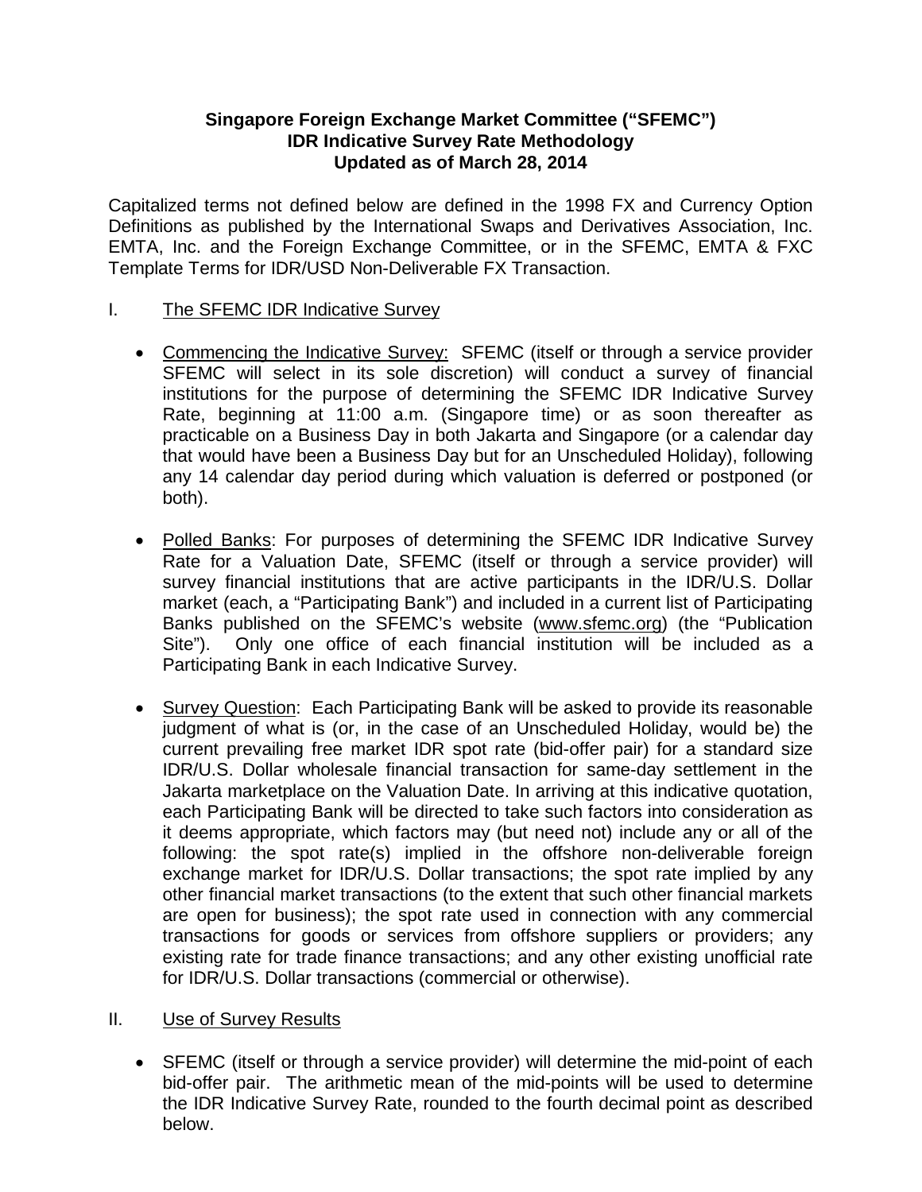**Singapore Foreign Exchange Market Committee ("SFEMC")**
**IDR Indicative Survey Rate Methodology**
**Updated as of March 28, 2014**

Capitalized terms not defined below are defined in the 1998 FX and Currency Option Definitions as published by the International Swaps and Derivatives Association, Inc. EMTA, Inc. and the Foreign Exchange Committee, or in the SFEMC, EMTA & FXC Template Terms for IDR/USD Non-Deliverable FX Transaction.

I. <u>The SFEMC IDR Indicative Survey</u>

- <u>Commencing the Indicative Survey:</u> SFEMC (itself or through a service provider SFEMC will select in its sole discretion) will conduct a survey of financial institutions for the purpose of determining the SFEMC IDR Indicative Survey Rate, beginning at 11:00 a.m. (Singapore time) or as soon thereafter as practicable on a Business Day in both Jakarta and Singapore (or a calendar day that would have been a Business Day but for an Unscheduled Holiday), following any 14 calendar day period during which valuation is deferred or postponed (or both).

- <u>Polled Banks</u>: For purposes of determining the SFEMC IDR Indicative Survey Rate for a Valuation Date, SFEMC (itself or through a service provider) will survey financial institutions that are active participants in the IDR/U.S. Dollar market (each, a "Participating Bank") and included in a current list of Participating Banks published on the SFEMC's website (www.sfemc.org) (the "Publication Site"). Only one office of each financial institution will be included as a Participating Bank in each Indicative Survey.

- <u>Survey Question</u>: Each Participating Bank will be asked to provide its reasonable judgment of what is (or, in the case of an Unscheduled Holiday, would be) the current prevailing free market IDR spot rate (bid-offer pair) for a standard size IDR/U.S. Dollar wholesale financial transaction for same-day settlement in the Jakarta marketplace on the Valuation Date. In arriving at this indicative quotation, each Participating Bank will be directed to take such factors into consideration as it deems appropriate, which factors may (but need not) include any or all of the following: the spot rate(s) implied in the offshore non-deliverable foreign exchange market for IDR/U.S. Dollar transactions; the spot rate implied by any other financial market transactions (to the extent that such other financial markets are open for business); the spot rate used in connection with any commercial transactions for goods or services from offshore suppliers or providers; any existing rate for trade finance transactions; and any other existing unofficial rate for IDR/U.S. Dollar transactions (commercial or otherwise).

II. <u>Use of Survey Results</u>

- SFEMC (itself or through a service provider) will determine the mid-point of each bid-offer pair. The arithmetic mean of the mid-points will be used to determine the IDR Indicative Survey Rate, rounded to the fourth decimal point as described below.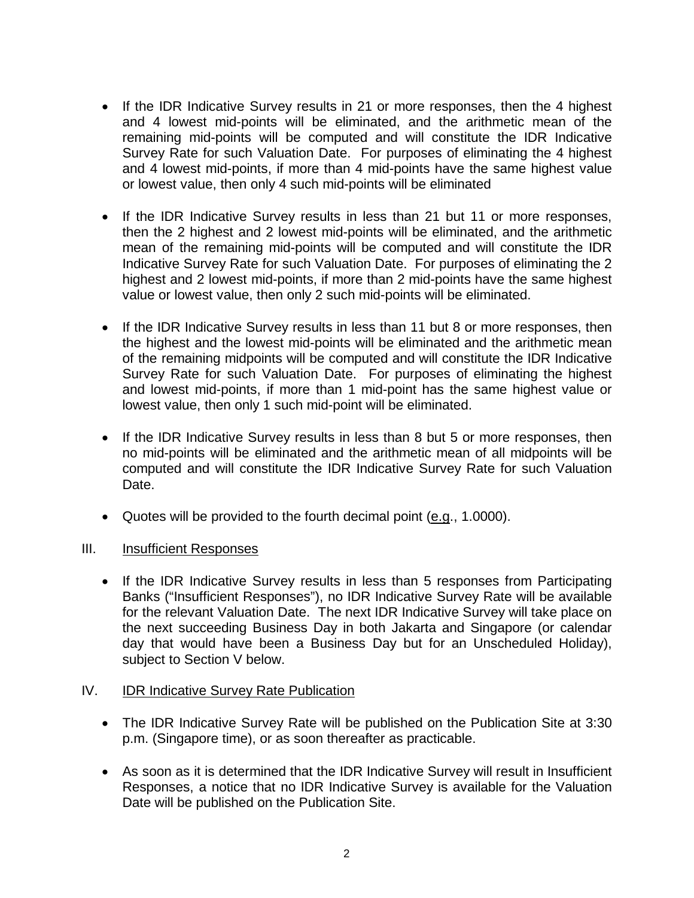- If the IDR Indicative Survey results in 21 or more responses, then the 4 highest and 4 lowest mid-points will be eliminated, and the arithmetic mean of the remaining mid-points will be computed and will constitute the IDR Indicative Survey Rate for such Valuation Date. For purposes of eliminating the 4 highest and 4 lowest mid-points, if more than 4 mid-points have the same highest value or lowest value, then only 4 such mid-points will be eliminated

- If the IDR Indicative Survey results in less than 21 but 11 or more responses, then the 2 highest and 2 lowest mid-points will be eliminated, and the arithmetic mean of the remaining mid-points will be computed and will constitute the IDR Indicative Survey Rate for such Valuation Date. For purposes of eliminating the 2 highest and 2 lowest mid-points, if more than 2 mid-points have the same highest value or lowest value, then only 2 such mid-points will be eliminated.

- If the IDR Indicative Survey results in less than 11 but 8 or more responses, then the highest and the lowest mid-points will be eliminated and the arithmetic mean of the remaining midpoints will be computed and will constitute the IDR Indicative Survey Rate for such Valuation Date. For purposes of eliminating the highest and lowest mid-points, if more than 1 mid-point has the same highest value or lowest value, then only 1 such mid-point will be eliminated.

- If the IDR Indicative Survey results in less than 8 but 5 or more responses, then no mid-points will be eliminated and the arithmetic mean of all midpoints will be computed and will constitute the IDR Indicative Survey Rate for such Valuation Date.

- Quotes will be provided to the fourth decimal point (e.g., 1.0000).

## III. Insufficient Responses

- If the IDR Indicative Survey results in less than 5 responses from Participating Banks ("Insufficient Responses"), no IDR Indicative Survey Rate will be available for the relevant Valuation Date. The next IDR Indicative Survey will take place on the next succeeding Business Day in both Jakarta and Singapore (or calendar day that would have been a Business Day but for an Unscheduled Holiday), subject to Section V below.

## IV. IDR Indicative Survey Rate Publication

- The IDR Indicative Survey Rate will be published on the Publication Site at 3:30 p.m. (Singapore time), or as soon thereafter as practicable.

- As soon as it is determined that the IDR Indicative Survey will result in Insufficient Responses, a notice that no IDR Indicative Survey is available for the Valuation Date will be published on the Publication Site.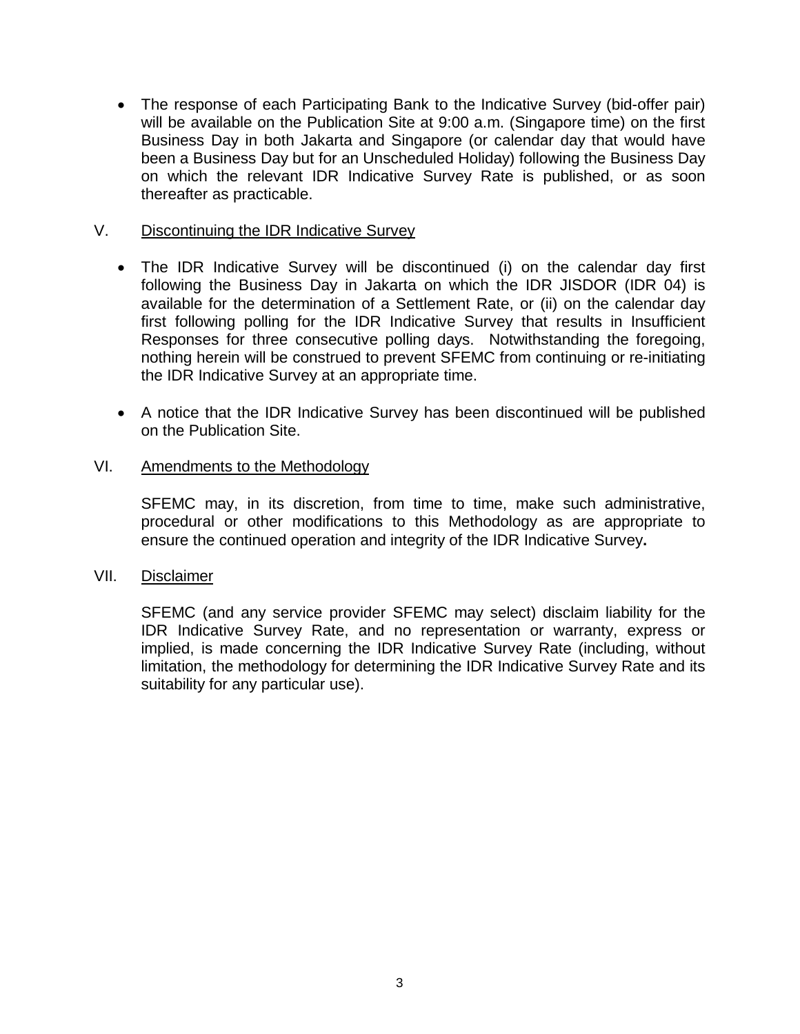- The response of each Participating Bank to the Indicative Survey (bid-offer pair) will be available on the Publication Site at 9:00 a.m. (Singapore time) on the first Business Day in both Jakarta and Singapore (or calendar day that would have been a Business Day but for an Unscheduled Holiday) following the Business Day on which the relevant IDR Indicative Survey Rate is published, or as soon thereafter as practicable.

## V. Discontinuing the IDR Indicative Survey

- The IDR Indicative Survey will be discontinued (i) on the calendar day first following the Business Day in Jakarta on which the IDR JISDOR (IDR 04) is available for the determination of a Settlement Rate, or (ii) on the calendar day first following polling for the IDR Indicative Survey that results in Insufficient Responses for three consecutive polling days. Notwithstanding the foregoing, nothing herein will be construed to prevent SFEMC from continuing or re-initiating the IDR Indicative Survey at an appropriate time.

- A notice that the IDR Indicative Survey has been discontinued will be published on the Publication Site.

## VI. Amendments to the Methodology

SFEMC may, in its discretion, from time to time, make such administrative, procedural or other modifications to this Methodology as are appropriate to ensure the continued operation and integrity of the IDR Indicative Survey**.**

## VII. Disclaimer

SFEMC (and any service provider SFEMC may select) disclaim liability for the IDR Indicative Survey Rate, and no representation or warranty, express or implied, is made concerning the IDR Indicative Survey Rate (including, without limitation, the methodology for determining the IDR Indicative Survey Rate and its suitability for any particular use).